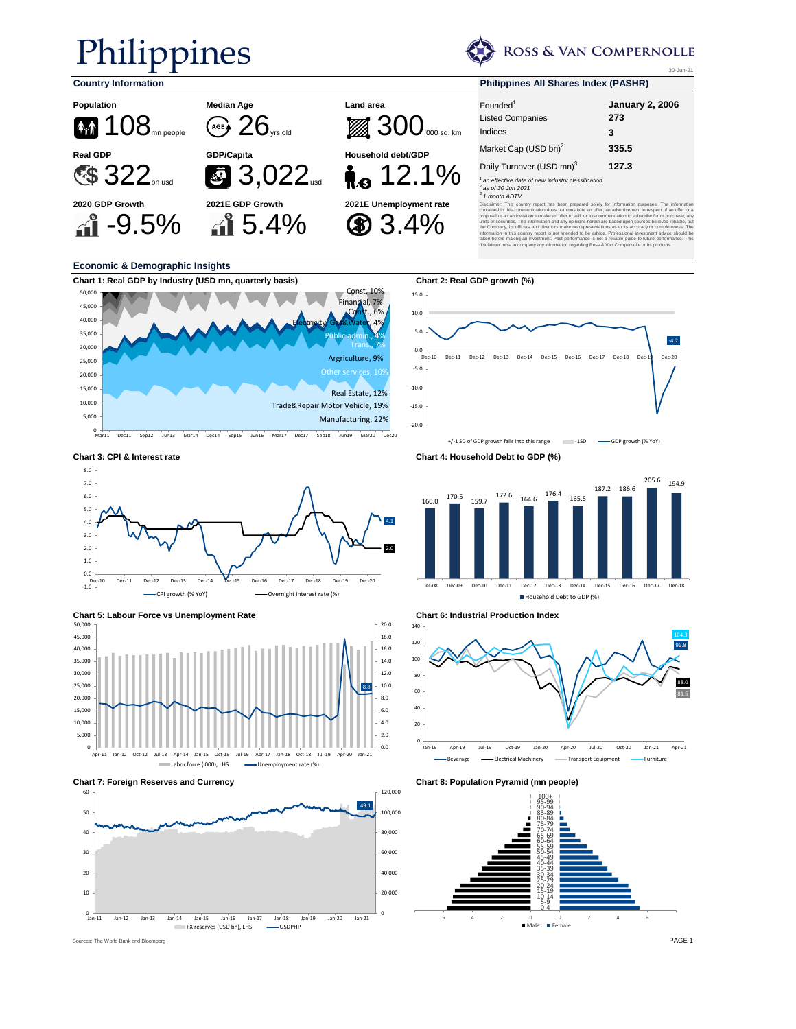# Philippines

ROSS & VAN COMPERNOLLE

30-Jun-21

## Country Information

**Population**
108 mn people

**Median Age**
26 yrs old

**Land area**
300 '000 sq. km

**Real GDP**
322 bn usd

**GDP/Capita**
3,022 usd

**Household debt/GDP**
12.1%

**2020 GDP Growth**
-9.5%

**2021E GDP Growth**
5.4%

**2021E Unemployment rate**
3.4%

## Philippines All Shares Index (PASHR)

| | |
|---|---|
| Founded[1] | **January 2, 2006** |
| Listed Companies | **273** |
| Indices | **3** |
| Market Cap (USD bn)[2] | **335.5** |
| Daily Turnover (USD mn)[3] | **127.3** |

*[1] an effective date of new industry classification*
*[2] as of 30 Jun 2021*
*[3] 1 month ADTV*

Disclaimer: This country report has been prepared solely for information purposes. The information contained in this communication does not constitute an offer, an advertisement in respect of an offer or a proposal or an an invitation to make an offer to sell, or a recommendation to subscribe for or purchase, any units or securities. The information and any opinions herein are based upon sources believed reliable, but the Company, its officers and directors make no representations as to its accuracy or completeness. The information in this country report is not intended to be advice. Professional investment advice should be taken before making an investment. Past performance is not a reliable guide to future performance. This disclaimer must accompany any information regarding Ross & Van Compernolle or its products.

## Economic & Demographic Insights

**Chart 1: Real GDP by Industry (USD mn, quarterly basis)**

Const., 10%; Financial, 7%; Const., 6%; Electricity,Gas&Water, 4%; Public admin., 4%; Trans., 7%; Agriculture, 9%; Other services, 10%; Real Estate, 12%; Trade&Repair Motor Vehicle, 19%; Manufacturing, 22%

**Chart 2: Real GDP growth (%)**

-4.2

+/-1 SD of GDP growth falls into this range; -1SD; GDP growth (% YoY)

**Chart 3: CPI & Interest rate**

4.1; 2.0

CPI growth (% YoY); Overnight interest rate (%)

**Chart 4: Household Debt to GDP (%)**

| Dec-08 | Dec-09 | Dec-10 | Dec-11 | Dec-12 | Dec-13 | Dec-14 | Dec-15 | Dec-16 | Dec-17 | Dec-18 |
|---|---|---|---|---|---|---|---|---|---|---|
| 160.0 | 170.5 | 159.7 | 172.6 | 164.6 | 176.4 | 165.5 | 187.2 | 186.6 | 205.6 | 194.9 |

Household Debt to GDP (%)

**Chart 5: Labour Force vs Unemployment Rate**

8.8

Labor force ('000), LHS; Unemployment rate (%)

**Chart 6: Industrial Production Index**

104.3; 96.8; 88.0; 81.6

Beverage; Electrical Machinery; Transport Equipment; Furniture

**Chart 7: Foreign Reserves and Currency**

49.1

FX reserves (USD bn), LHS; USDPHP

**Chart 8: Population Pyramid (mn people)**

Male; Female

Sources: The World Bank and Bloomberg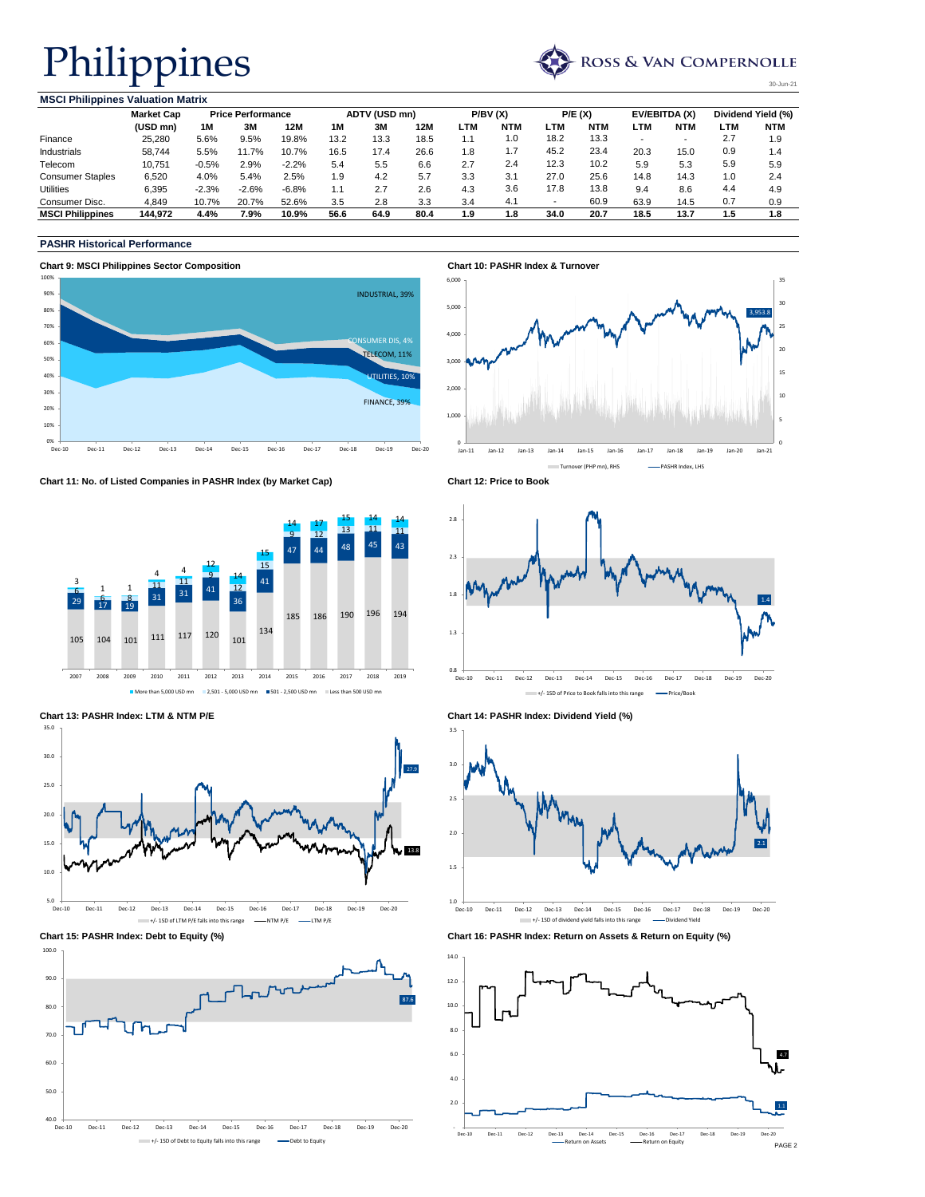# Philippines

ROSS & VAN COMPERNOLLE

30-Jun-21

## MSCI Philippines Valuation Matrix

| | Market Cap | Price Performance | | | ADTV (USD mn) | | | P/BV (X) | | P/E (X) | | EV/EBITDA (X) | | Dividend Yield (%) | |
|---|---|---|---|---|---|---|---|---|---|---|---|---|---|---|---|
| | (USD mn) | 1M | 3M | 12M | 1M | 3M | 12M | LTM | NTM | LTM | NTM | LTM | NTM | LTM | NTM |
| Finance | 25,280 | 5.6% | 9.5% | 19.8% | 13.2 | 13.3 | 18.5 | 1.1 | 1.0 | 18.2 | 13.3 | - | - | 2.7 | 1.9 |
| Industrials | 58,744 | 5.5% | 11.7% | 10.7% | 16.5 | 17.4 | 26.6 | 1.8 | 1.7 | 45.2 | 23.4 | 20.3 | 15.0 | 0.9 | 1.4 |
| Telecom | 10,751 | -0.5% | 2.9% | -2.2% | 5.4 | 5.5 | 6.6 | 2.7 | 2.4 | 12.3 | 10.2 | 5.9 | 5.3 | 5.9 | 5.9 |
| Consumer Staples | 6,520 | 4.0% | 5.4% | 2.5% | 1.9 | 4.2 | 5.7 | 3.3 | 3.1 | 27.0 | 25.6 | 14.8 | 14.3 | 1.0 | 2.4 |
| Utilities | 6,395 | -2.3% | -2.6% | -6.8% | 1.1 | 2.7 | 2.6 | 4.3 | 3.6 | 17.8 | 13.8 | 9.4 | 8.6 | 4.4 | 4.9 |
| Consumer Disc. | 4,849 | 10.7% | 20.7% | 52.6% | 3.5 | 2.8 | 3.3 | 3.4 | 4.1 | - | 60.9 | 63.9 | 14.5 | 0.7 | 0.9 |
| **MSCI Philippines** | **144,972** | **4.4%** | **7.9%** | **10.9%** | **56.6** | **64.9** | **80.4** | **1.9** | **1.8** | **34.0** | **20.7** | **18.5** | **13.7** | **1.5** | **1.8** |

## PASHR Historical Performance

**Chart 9: MSCI Philippines Sector Composition**

INDUSTRIAL, 39%
CONSUMER DIS, 4%
TELECOM, 11%
UTILITIES, 10%
FINANCE, 39%

**Chart 10: PASHR Index & Turnover**

3,953.8
Turnover (PHP mn), RHS
PASHR Index, LHS

**Chart 11: No. of Listed Companies in PASHR Index (by Market Cap)**

More than 5,000 USD mn
2,501 - 5,000 USD mn
501 - 2,500 USD mn
Less than 500 USD mn

**Chart 12: Price to Book**

1.4
+/- 1SD of Price to Book falls into this range
Price/Book

**Chart 13: PASHR Index: LTM & NTM P/E**

27.9
13.8
+/- 1SD of LTM P/E falls into this range
NTM P/E
LTM P/E

**Chart 14: PASHR Index: Dividend Yield (%)**

2.1
+/- 1SD of dividend yield falls into this range
Dividend Yield

**Chart 15: PASHR Index: Debt to Equity (%)**

87.6
+/- 1SD of Debt to Equity falls into this range
Debt to Equity

**Chart 16: PASHR Index: Return on Assets & Return on Equity (%)**

4.7
1.1
Return on Assets
Return on Equity